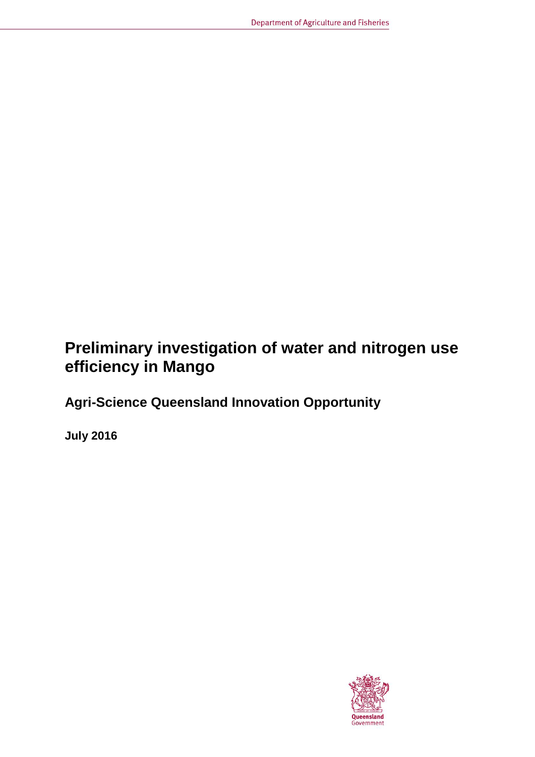# Preliminary investigation of water and nitrogen use efficiency in Mango

## Agri-Science Queensland Innovation Opportunity

**July 2016**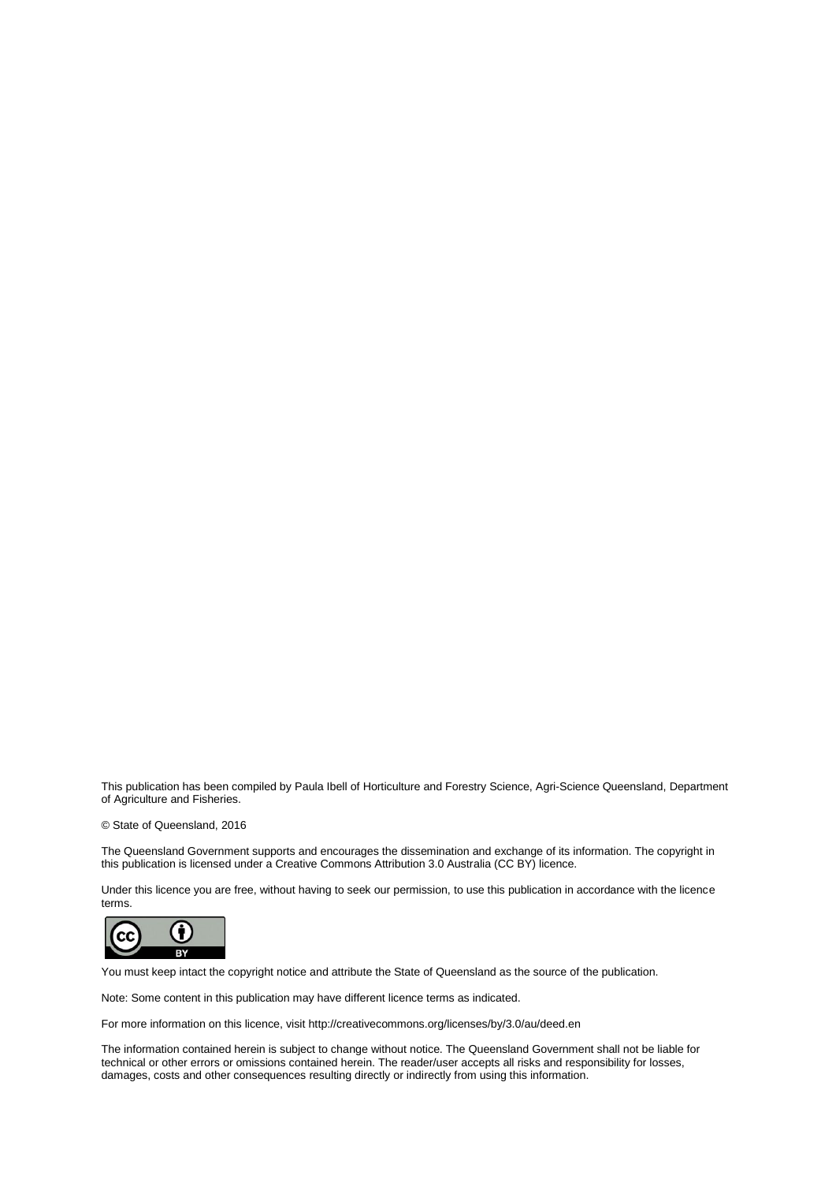This publication has been compiled by Paula Ibell of Horticulture and Forestry Science, Agri-Science Queensland, Department of Agriculture and Fisheries.

© State of Queensland, 2016

The Queensland Government supports and encourages the dissemination and exchange of its information. The copyright in this publication is licensed under a Creative Commons Attribution 3.0 Australia (CC BY) licence.

Under this licence you are free, without having to seek our permission, to use this publication in accordance with the licence terms.

You must keep intact the copyright notice and attribute the State of Queensland as the source of the publication.

Note: Some content in this publication may have different licence terms as indicated.

For more information on this licence, visit http://creativecommons.org/licenses/by/3.0/au/deed.en

The information contained herein is subject to change without notice. The Queensland Government shall not be liable for technical or other errors or omissions contained herein. The reader/user accepts all risks and responsibility for losses, damages, costs and other consequences resulting directly or indirectly from using this information.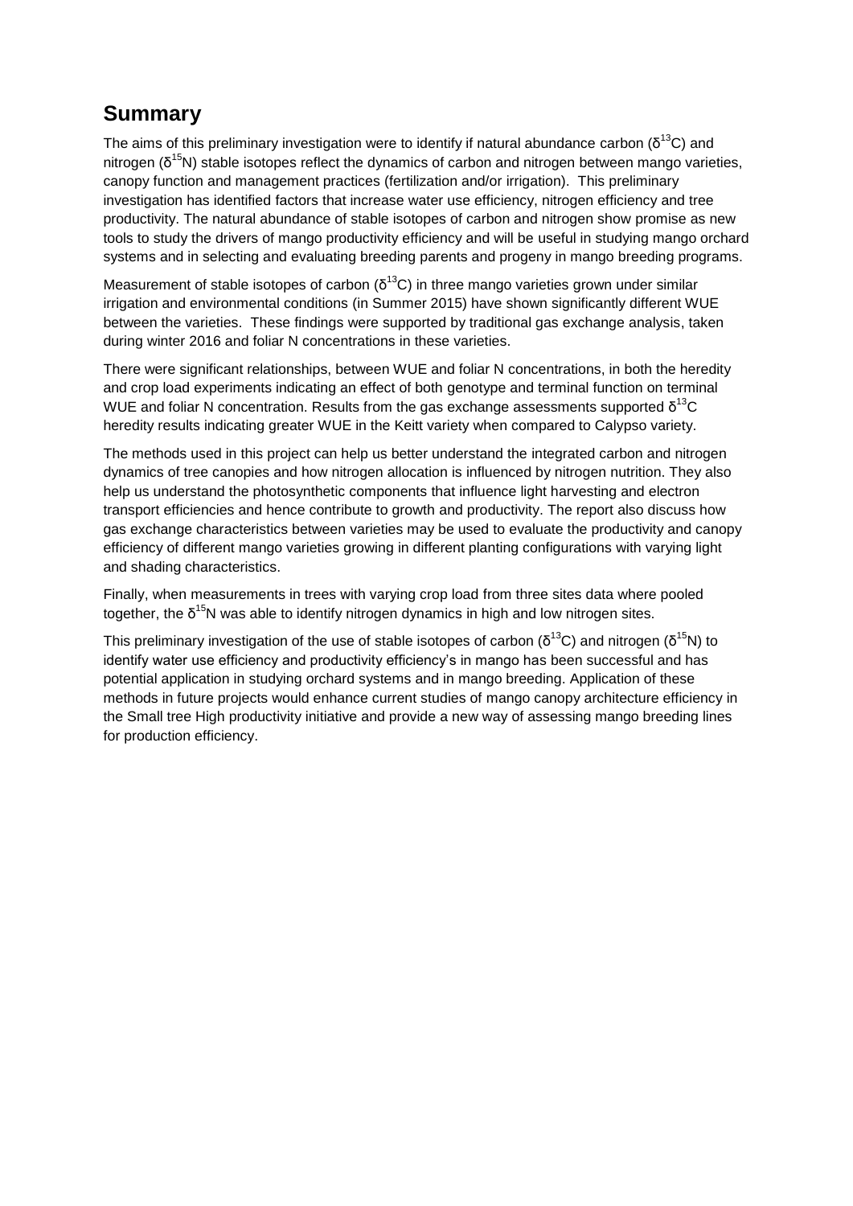## Summary

The aims of this preliminary investigation were to identify if natural abundance carbon ($\delta^{13}C$) and nitrogen ($\delta^{15}N$) stable isotopes reflect the dynamics of carbon and nitrogen between mango varieties, canopy function and management practices (fertilization and/or irrigation). This preliminary investigation has identified factors that increase water use efficiency, nitrogen efficiency and tree productivity. The natural abundance of stable isotopes of carbon and nitrogen show promise as new tools to study the drivers of mango productivity efficiency and will be useful in studying mango orchard systems and in selecting and evaluating breeding parents and progeny in mango breeding programs.

Measurement of stable isotopes of carbon ($\delta^{13}C$) in three mango varieties grown under similar irrigation and environmental conditions (in Summer 2015) have shown significantly different WUE between the varieties. These findings were supported by traditional gas exchange analysis, taken during winter 2016 and foliar N concentrations in these varieties.

There were significant relationships, between WUE and foliar N concentrations, in both the heredity and crop load experiments indicating an effect of both genotype and terminal function on terminal WUE and foliar N concentration. Results from the gas exchange assessments supported $\delta^{13}C$ heredity results indicating greater WUE in the Keitt variety when compared to Calypso variety.

The methods used in this project can help us better understand the integrated carbon and nitrogen dynamics of tree canopies and how nitrogen allocation is influenced by nitrogen nutrition. They also help us understand the photosynthetic components that influence light harvesting and electron transport efficiencies and hence contribute to growth and productivity. The report also discuss how gas exchange characteristics between varieties may be used to evaluate the productivity and canopy efficiency of different mango varieties growing in different planting configurations with varying light and shading characteristics.

Finally, when measurements in trees with varying crop load from three sites data where pooled together, the $\delta^{15}N$ was able to identify nitrogen dynamics in high and low nitrogen sites.

This preliminary investigation of the use of stable isotopes of carbon ($\delta^{13}C$) and nitrogen ($\delta^{15}N$) to identify water use efficiency and productivity efficiency's in mango has been successful and has potential application in studying orchard systems and in mango breeding. Application of these methods in future projects would enhance current studies of mango canopy architecture efficiency in the Small tree High productivity initiative and provide a new way of assessing mango breeding lines for production efficiency.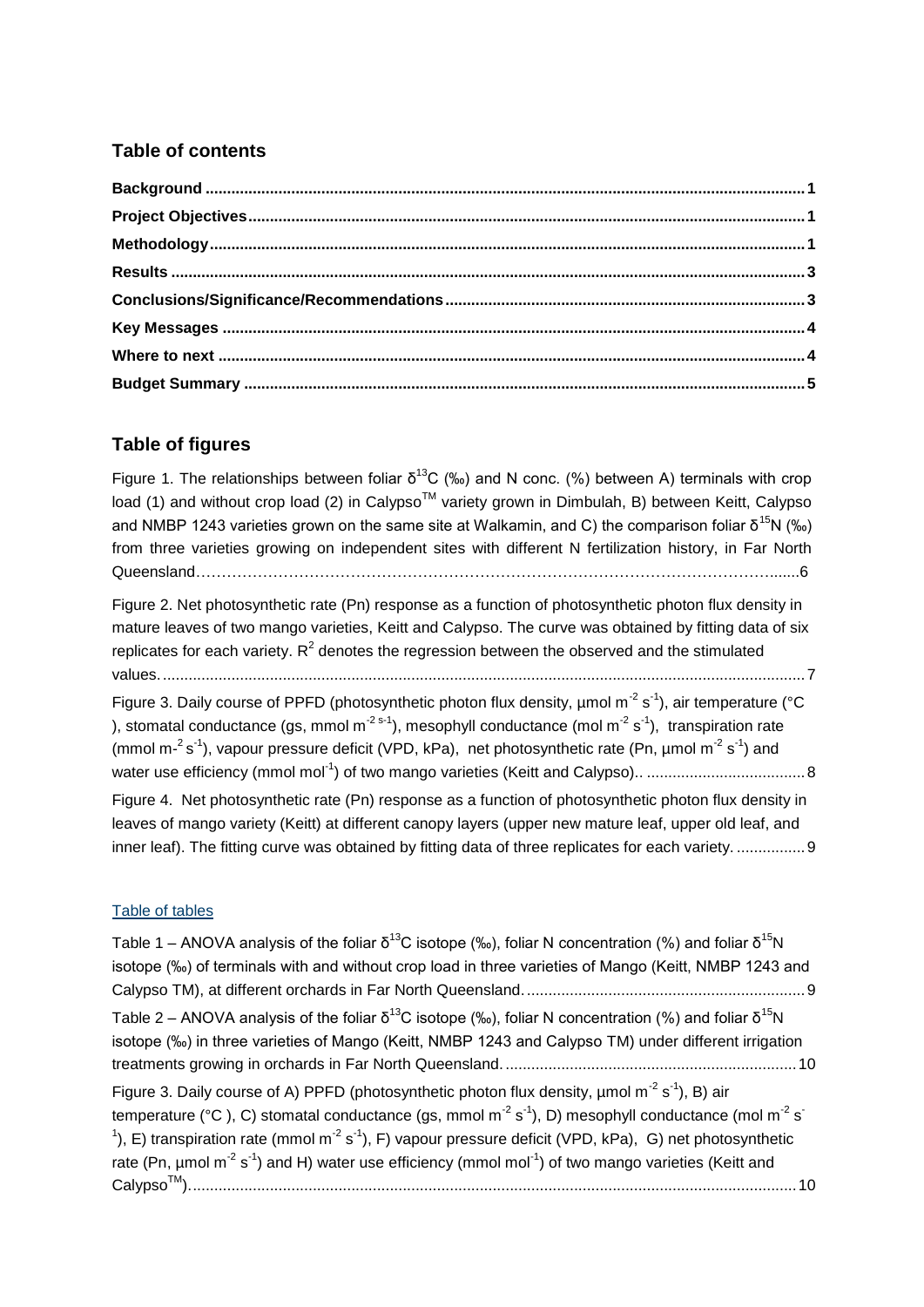## Table of contents

**Background** ........................................................................................................................................ **1**
**Project Objectives** ................................................................................................................................ **1**
**Methodology** ........................................................................................................................................ **1**
**Results** .................................................................................................................................................. **3**
**Conclusions/Significance/Recommendations** ................................................................................... **3**
**Key Messages** ...................................................................................................................................... **4**
**Where to next** ....................................................................................................................................... **4**
**Budget Summary** ................................................................................................................................. **5**

## Table of figures

Figure 1. The relationships between foliar $\delta^{13}C$ (‰) and N conc. (%) between A) terminals with crop load (1) and without crop load (2) in Calypso$^{TM}$ variety grown in Dimbulah, B) between Keitt, Calypso and NMBP 1243 varieties grown on the same site at Walkamin, and C) the comparison foliar $\delta^{15}N$ (‰) from three varieties growing on independent sites with different N fertilization history, in Far North Queensland……………………………………………………………………………………………………......6

Figure 2. Net photosynthetic rate (Pn) response as a function of photosynthetic photon flux density in mature leaves of two mango varieties, Keitt and Calypso. The curve was obtained by fitting data of six replicates for each variety. $R^2$ denotes the regression between the observed and the stimulated values. ..................................................................................................................................................... 7

Figure 3. Daily course of PPFD (photosynthetic photon flux density, μmol $m^{-2}$ $s^{-1}$), air temperature (°C ), stomatal conductance (gs, mmol $m^{-2\ s-1}$), mesophyll conductance (mol $m^{-2}$ $s^{-1}$), transpiration rate (mmol m-$^{2}$ $s^{-1}$), vapour pressure deficit (VPD, kPa), net photosynthetic rate (Pn, μmol $m^{-2}$ $s^{-1}$) and water use efficiency (mmol $mol^{-1}$) of two mango varieties (Keitt and Calypso).. ..................................... 8

Figure 4. Net photosynthetic rate (Pn) response as a function of photosynthetic photon flux density in leaves of mango variety (Keitt) at different canopy layers (upper new mature leaf, upper old leaf, and inner leaf). The fitting curve was obtained by fitting data of three replicates for each variety. ................ 9

Table of tables

Table 1 – ANOVA analysis of the foliar $\delta^{13}C$ isotope (‰), foliar N concentration (%) and foliar $\delta^{15}N$ isotope (‰) of terminals with and without crop load in three varieties of Mango (Keitt, NMBP 1243 and Calypso TM), at different orchards in Far North Queensland. ................................................................. 9

Table 2 – ANOVA analysis of the foliar $\delta^{13}C$ isotope (‰), foliar N concentration (%) and foliar $\delta^{15}N$ isotope (‰) in three varieties of Mango (Keitt, NMBP 1243 and Calypso TM) under different irrigation treatments growing in orchards in Far North Queensland. .................................................................... 10

Figure 3. Daily course of A) PPFD (photosynthetic photon flux density, μmol $m^{-2}$ $s^{-1}$), B) air temperature (°C ), C) stomatal conductance (gs, mmol $m^{-2}$ $s^{-1}$), D) mesophyll conductance (mol $m^{-2}$ $s^{-1}$), E) transpiration rate (mmol $m^{-2}$ $s^{-1}$), F) vapour pressure deficit (VPD, kPa), G) net photosynthetic rate (Pn, μmol $m^{-2}$ $s^{-1}$) and H) water use efficiency (mmol $mol^{-1}$) of two mango varieties (Keitt and Calypso$^{TM}$). ........................................................................................................................................... 10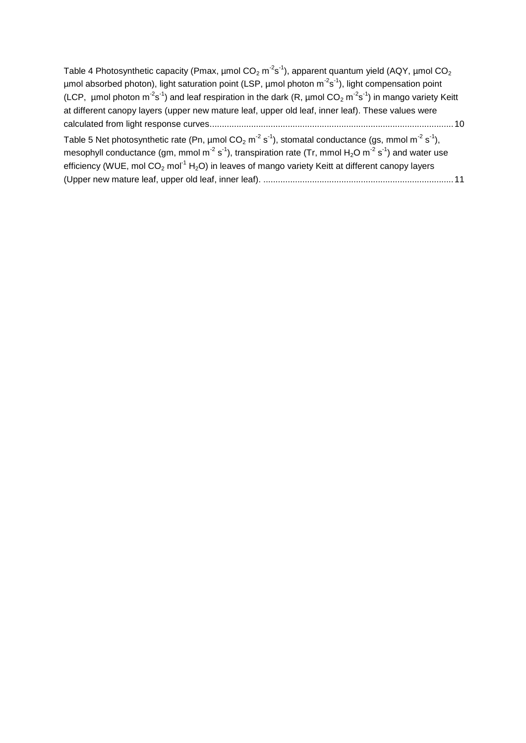Table 4 Photosynthetic capacity (Pmax, µmol $CO_2$ $m^{-2}s^{-1}$), apparent quantum yield (AQY, µmol $CO_2$ µmol absorbed photon), light saturation point (LSP, µmol photon $m^{-2}s^{-1}$), light compensation point (LCP, µmol photon $m^{-2}s^{-1}$) and leaf respiration in the dark (R, µmol $CO_2$ $m^{-2}s^{-1}$) in mango variety Keitt at different canopy layers (upper new mature leaf, upper old leaf, inner leaf). These values were calculated from light response curves .................................................................................................... 10

Table 5 Net photosynthetic rate (Pn, µmol $CO_2$ $m^{-2}$ $s^{-1}$), stomatal conductance (gs, mmol $m^{-2}$ $s^{-1}$), mesophyll conductance (gm, mmol $m^{-2}$ $s^{-1}$), transpiration rate (Tr, mmol $H_2O$ $m^{-2}$ $s^{-1}$) and water use efficiency (WUE, mol $CO_2$ $mol^{-1}$ $H_2O$) in leaves of mango variety Keitt at different canopy layers (Upper new mature leaf, upper old leaf, inner leaf). ............................................................................ 11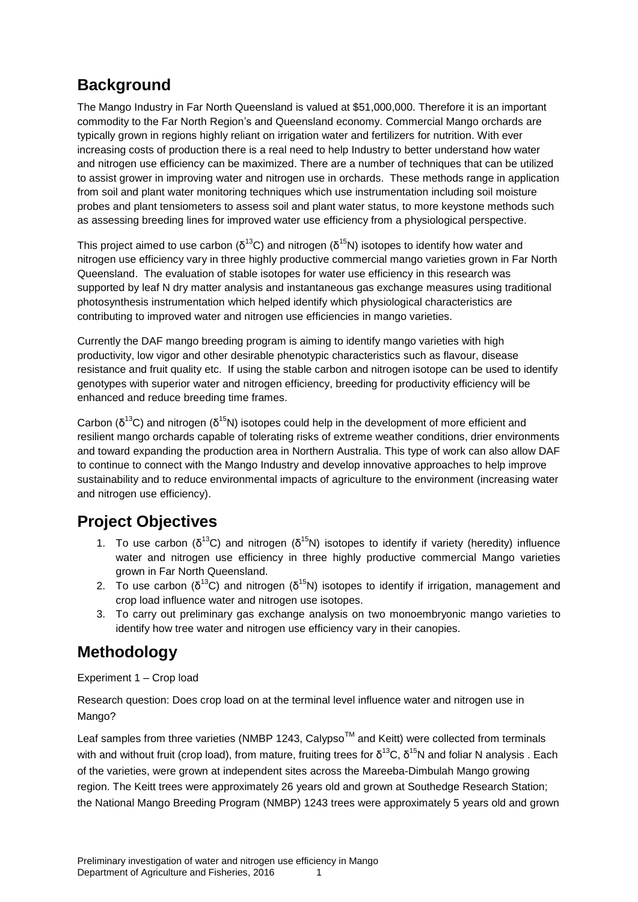## Background

The Mango Industry in Far North Queensland is valued at $51,000,000. Therefore it is an important commodity to the Far North Region's and Queensland economy. Commercial Mango orchards are typically grown in regions highly reliant on irrigation water and fertilizers for nutrition. With ever increasing costs of production there is a real need to help Industry to better understand how water and nitrogen use efficiency can be maximized. There are a number of techniques that can be utilized to assist grower in improving water and nitrogen use in orchards. These methods range in application from soil and plant water monitoring techniques which use instrumentation including soil moisture probes and plant tensiometers to assess soil and plant water status, to more keystone methods such as assessing breeding lines for improved water use efficiency from a physiological perspective.

This project aimed to use carbon ($\delta^{13}C$) and nitrogen ($\delta^{15}N$) isotopes to identify how water and nitrogen use efficiency vary in three highly productive commercial mango varieties grown in Far North Queensland. The evaluation of stable isotopes for water use efficiency in this research was supported by leaf N dry matter analysis and instantaneous gas exchange measures using traditional photosynthesis instrumentation which helped identify which physiological characteristics are contributing to improved water and nitrogen use efficiencies in mango varieties.

Currently the DAF mango breeding program is aiming to identify mango varieties with high productivity, low vigor and other desirable phenotypic characteristics such as flavour, disease resistance and fruit quality etc. If using the stable carbon and nitrogen isotope can be used to identify genotypes with superior water and nitrogen efficiency, breeding for productivity efficiency will be enhanced and reduce breeding time frames.

Carbon ($\delta^{13}C$) and nitrogen ($\delta^{15}N$) isotopes could help in the development of more efficient and resilient mango orchards capable of tolerating risks of extreme weather conditions, drier environments and toward expanding the production area in Northern Australia. This type of work can also allow DAF to continue to connect with the Mango Industry and develop innovative approaches to help improve sustainability and to reduce environmental impacts of agriculture to the environment (increasing water and nitrogen use efficiency).

## Project Objectives

1. To use carbon ($\delta^{13}C$) and nitrogen ($\delta^{15}N$) isotopes to identify if variety (heredity) influence water and nitrogen use efficiency in three highly productive commercial Mango varieties grown in Far North Queensland.
2. To use carbon ($\delta^{13}C$) and nitrogen ($\delta^{15}N$) isotopes to identify if irrigation, management and crop load influence water and nitrogen use isotopes.
3. To carry out preliminary gas exchange analysis on two monoembryonic mango varieties to identify how tree water and nitrogen use efficiency vary in their canopies.

## Methodology

Experiment 1 – Crop load

Research question: Does crop load on at the terminal level influence water and nitrogen use in Mango?

Leaf samples from three varieties (NMBP 1243, Calypso™ and Keitt) were collected from terminals with and without fruit (crop load), from mature, fruiting trees for $\delta^{13}C$, $\delta^{15}N$ and foliar N analysis . Each of the varieties, were grown at independent sites across the Mareeba-Dimbulah Mango growing region. The Keitt trees were approximately 26 years old and grown at Southedge Research Station; the National Mango Breeding Program (NMBP) 1243 trees were approximately 5 years old and grown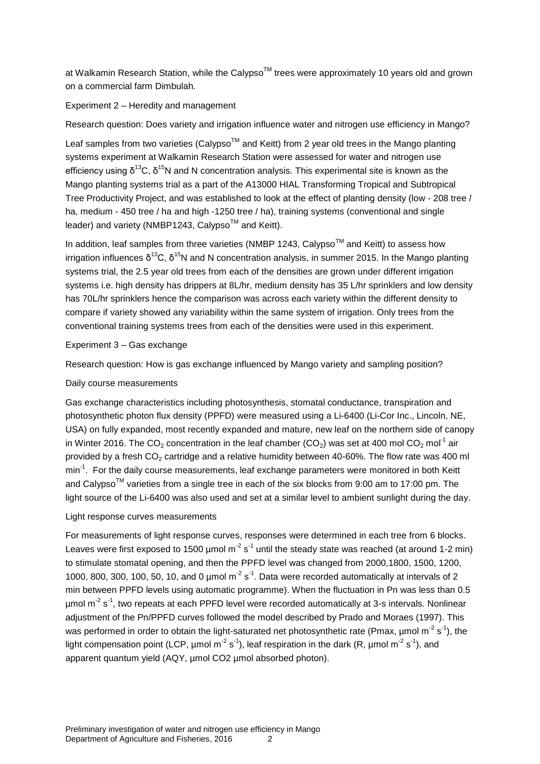at Walkamin Research Station, while the Calypso™ trees were approximately 10 years old and grown on a commercial farm Dimbulah.

Experiment 2 – Heredity and management

Research question: Does variety and irrigation influence water and nitrogen use efficiency in Mango?

Leaf samples from two varieties (Calypso™ and Keitt) from 2 year old trees in the Mango planting systems experiment at Walkamin Research Station were assessed for water and nitrogen use efficiency using $\delta^{13}C$, $\delta^{15}N$ and N concentration analysis. This experimental site is known as the Mango planting systems trial as a part of the A13000 HIAL Transforming Tropical and Subtropical Tree Productivity Project, and was established to look at the effect of planting density (low - 208 tree / ha, medium - 450 tree / ha and high -1250 tree / ha), training systems (conventional and single leader) and variety (NMBP1243, Calypso™ and Keitt).

In addition, leaf samples from three varieties (NMBP 1243, Calypso™ and Keitt) to assess how irrigation influences $\delta^{13}C$, $\delta^{15}N$ and N concentration analysis, in summer 2015. In the Mango planting systems trial, the 2.5 year old trees from each of the densities are grown under different irrigation systems i.e. high density has drippers at 8L/hr, medium density has 35 L/hr sprinklers and low density has 70L/hr sprinklers hence the comparison was across each variety within the different density to compare if variety showed any variability within the same system of irrigation. Only trees from the conventional training systems trees from each of the densities were used in this experiment.

Experiment 3 – Gas exchange

Research question: How is gas exchange influenced by Mango variety and sampling position?

Daily course measurements

Gas exchange characteristics including photosynthesis, stomatal conductance, transpiration and photosynthetic photon flux density (PPFD) were measured using a Li-6400 (Li-Cor Inc., Lincoln, NE, USA) on fully expanded, most recently expanded and mature, new leaf on the northern side of canopy in Winter 2016. The $CO_2$ concentration in the leaf chamber ($CO_2$) was set at 400 mol $CO_2$ mol$^{-1}$ air provided by a fresh $CO_2$ cartridge and a relative humidity between 40-60%. The flow rate was 400 ml min$^{-1}$. For the daily course measurements, leaf exchange parameters were monitored in both Keitt and Calypso™ varieties from a single tree in each of the six blocks from 9:00 am to 17:00 pm. The light source of the Li-6400 was also used and set at a similar level to ambient sunlight during the day.

Light response curves measurements

For measurements of light response curves, responses were determined in each tree from 6 blocks. Leaves were first exposed to 1500 µmol m$^{-2}$ s$^{-1}$ until the steady state was reached (at around 1-2 min) to stimulate stomatal opening, and then the PPFD level was changed from 2000,1800, 1500, 1200, 1000, 800, 300, 100, 50, 10, and 0 µmol m$^{-2}$ s$^{-1}$. Data were recorded automatically at intervals of 2 min between PPFD levels using automatic programme). When the fluctuation in Pn was less than 0.5 µmol m$^{-2}$ s$^{-1}$, two repeats at each PPFD level were recorded automatically at 3-s intervals. Nonlinear adjustment of the Pn/PPFD curves followed the model described by Prado and Moraes (1997). This was performed in order to obtain the light-saturated net photosynthetic rate (Pmax, µmol m$^{-2}$ s$^{-1}$), the light compensation point (LCP, µmol m$^{-2}$ s$^{-1}$), leaf respiration in the dark (R, µmol m$^{-2}$ s$^{-1}$), and apparent quantum yield (AQY, µmol CO2 µmol absorbed photon).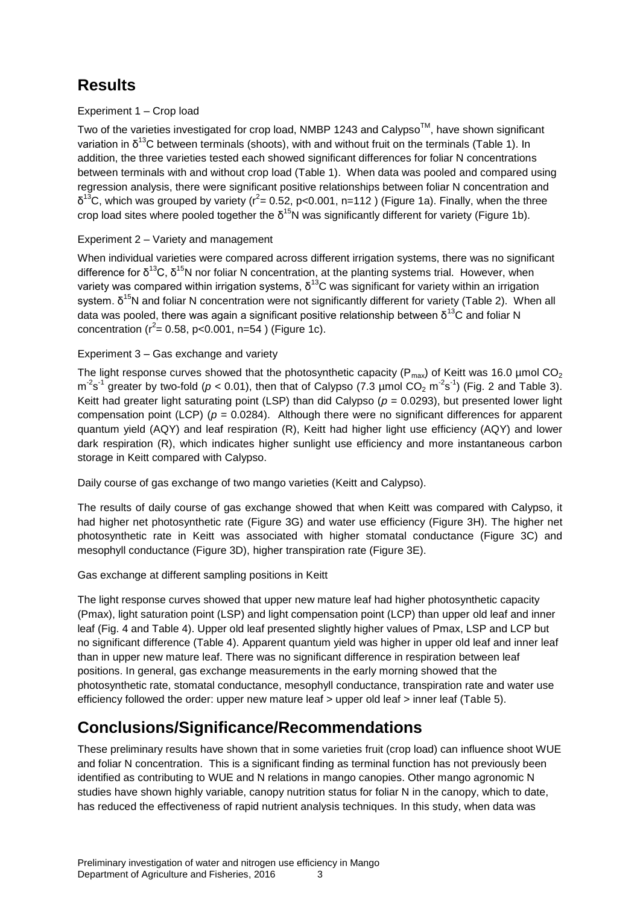## Results

Experiment 1 – Crop load

Two of the varieties investigated for crop load, NMBP 1243 and Calypso$^{TM}$, have shown significant variation in $\delta^{13}C$ between terminals (shoots), with and without fruit on the terminals (Table 1). In addition, the three varieties tested each showed significant differences for foliar N concentrations between terminals with and without crop load (Table 1). When data was pooled and compared using regression analysis, there were significant positive relationships between foliar N concentration and $\delta^{13}C$, which was grouped by variety ($r^2$= 0.52, p<0.001, n=112 ) (Figure 1a). Finally, when the three crop load sites where pooled together the $\delta^{15}N$ was significantly different for variety (Figure 1b).

Experiment 2 – Variety and management

When individual varieties were compared across different irrigation systems, there was no significant difference for $\delta^{13}C$, $\delta^{15}N$ nor foliar N concentration, at the planting systems trial. However, when variety was compared within irrigation systems, $\delta^{13}C$ was significant for variety within an irrigation system. $\delta^{15}N$ and foliar N concentration were not significantly different for variety (Table 2). When all data was pooled, there was again a significant positive relationship between $\delta^{13}C$ and foliar N concentration ($r^2$= 0.58, p<0.001, n=54 ) (Figure 1c).

Experiment 3 – Gas exchange and variety

The light response curves showed that the photosynthetic capacity ($P_{max}$) of Keitt was 16.0 µmol $CO_2$ $m^{-2}s^{-1}$ greater by two-fold ($p < 0.01$), then that of Calypso (7.3 µmol $CO_2$ $m^{-2}s^{-1}$) (Fig. 2 and Table 3). Keitt had greater light saturating point (LSP) than did Calypso ($p = 0.0293$), but presented lower light compensation point (LCP) ($p = 0.0284$). Although there were no significant differences for apparent quantum yield (AQY) and leaf respiration (R), Keitt had higher light use efficiency (AQY) and lower dark respiration (R), which indicates higher sunlight use efficiency and more instantaneous carbon storage in Keitt compared with Calypso.

Daily course of gas exchange of two mango varieties (Keitt and Calypso).

The results of daily course of gas exchange showed that when Keitt was compared with Calypso, it had higher net photosynthetic rate (Figure 3G) and water use efficiency (Figure 3H). The higher net photosynthetic rate in Keitt was associated with higher stomatal conductance (Figure 3C) and mesophyll conductance (Figure 3D), higher transpiration rate (Figure 3E).

Gas exchange at different sampling positions in Keitt

The light response curves showed that upper new mature leaf had higher photosynthetic capacity (Pmax), light saturation point (LSP) and light compensation point (LCP) than upper old leaf and inner leaf (Fig. 4 and Table 4). Upper old leaf presented slightly higher values of Pmax, LSP and LCP but no significant difference (Table 4). Apparent quantum yield was higher in upper old leaf and inner leaf than in upper new mature leaf. There was no significant difference in respiration between leaf positions. In general, gas exchange measurements in the early morning showed that the photosynthetic rate, stomatal conductance, mesophyll conductance, transpiration rate and water use efficiency followed the order: upper new mature leaf > upper old leaf > inner leaf (Table 5).

## Conclusions/Significance/Recommendations

These preliminary results have shown that in some varieties fruit (crop load) can influence shoot WUE and foliar N concentration. This is a significant finding as terminal function has not previously been identified as contributing to WUE and N relations in mango canopies. Other mango agronomic N studies have shown highly variable, canopy nutrition status for foliar N in the canopy, which to date, has reduced the effectiveness of rapid nutrient analysis techniques. In this study, when data was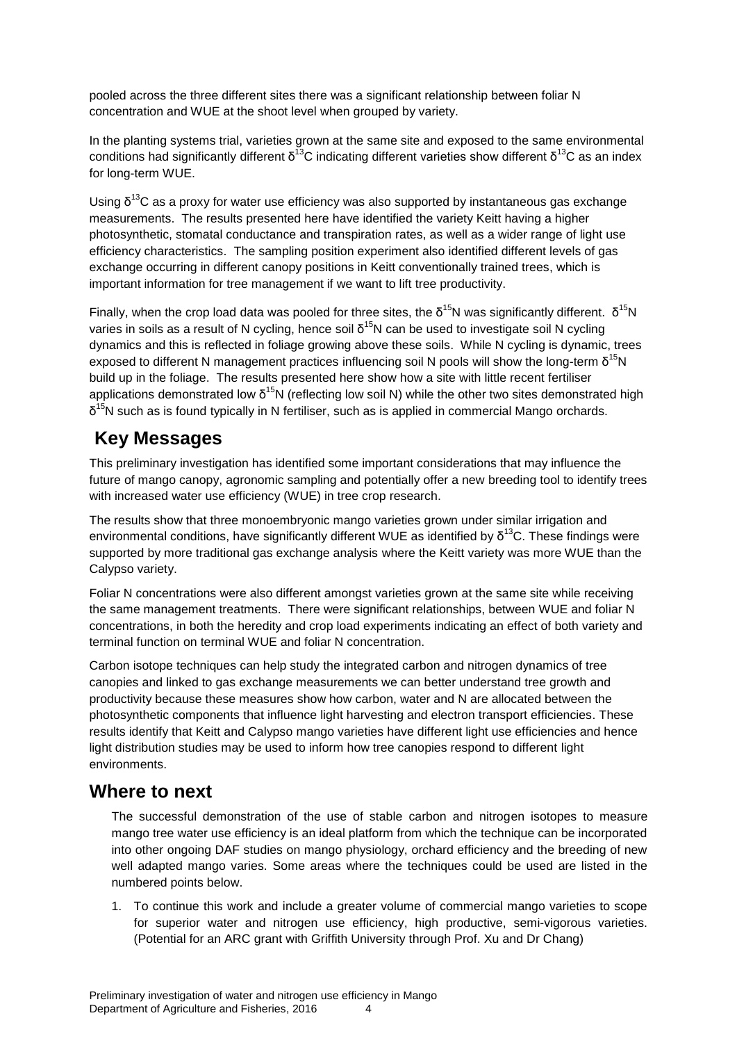pooled across the three different sites there was a significant relationship between foliar N concentration and WUE at the shoot level when grouped by variety.

In the planting systems trial, varieties grown at the same site and exposed to the same environmental conditions had significantly different $\delta^{13}C$ indicating different varieties show different $\delta^{13}C$ as an index for long-term WUE.

Using $\delta^{13}C$ as a proxy for water use efficiency was also supported by instantaneous gas exchange measurements. The results presented here have identified the variety Keitt having a higher photosynthetic, stomatal conductance and transpiration rates, as well as a wider range of light use efficiency characteristics. The sampling position experiment also identified different levels of gas exchange occurring in different canopy positions in Keitt conventionally trained trees, which is important information for tree management if we want to lift tree productivity.

Finally, when the crop load data was pooled for three sites, the $\delta^{15}N$ was significantly different. $\delta^{15}N$ varies in soils as a result of N cycling, hence soil $\delta^{15}N$ can be used to investigate soil N cycling dynamics and this is reflected in foliage growing above these soils. While N cycling is dynamic, trees exposed to different N management practices influencing soil N pools will show the long-term $\delta^{15}N$ build up in the foliage. The results presented here show how a site with little recent fertiliser applications demonstrated low $\delta^{15}N$ (reflecting low soil N) while the other two sites demonstrated high $\delta^{15}N$ such as is found typically in N fertiliser, such as is applied in commercial Mango orchards.

## Key Messages

This preliminary investigation has identified some important considerations that may influence the future of mango canopy, agronomic sampling and potentially offer a new breeding tool to identify trees with increased water use efficiency (WUE) in tree crop research.

The results show that three monoembryonic mango varieties grown under similar irrigation and environmental conditions, have significantly different WUE as identified by $\delta^{13}C$. These findings were supported by more traditional gas exchange analysis where the Keitt variety was more WUE than the Calypso variety.

Foliar N concentrations were also different amongst varieties grown at the same site while receiving the same management treatments. There were significant relationships, between WUE and foliar N concentrations, in both the heredity and crop load experiments indicating an effect of both variety and terminal function on terminal WUE and foliar N concentration.

Carbon isotope techniques can help study the integrated carbon and nitrogen dynamics of tree canopies and linked to gas exchange measurements we can better understand tree growth and productivity because these measures show how carbon, water and N are allocated between the photosynthetic components that influence light harvesting and electron transport efficiencies. These results identify that Keitt and Calypso mango varieties have different light use efficiencies and hence light distribution studies may be used to inform how tree canopies respond to different light environments.

## Where to next

The successful demonstration of the use of stable carbon and nitrogen isotopes to measure mango tree water use efficiency is an ideal platform from which the technique can be incorporated into other ongoing DAF studies on mango physiology, orchard efficiency and the breeding of new well adapted mango varies. Some areas where the techniques could be used are listed in the numbered points below.

1. To continue this work and include a greater volume of commercial mango varieties to scope for superior water and nitrogen use efficiency, high productive, semi-vigorous varieties. (Potential for an ARC grant with Griffith University through Prof. Xu and Dr Chang)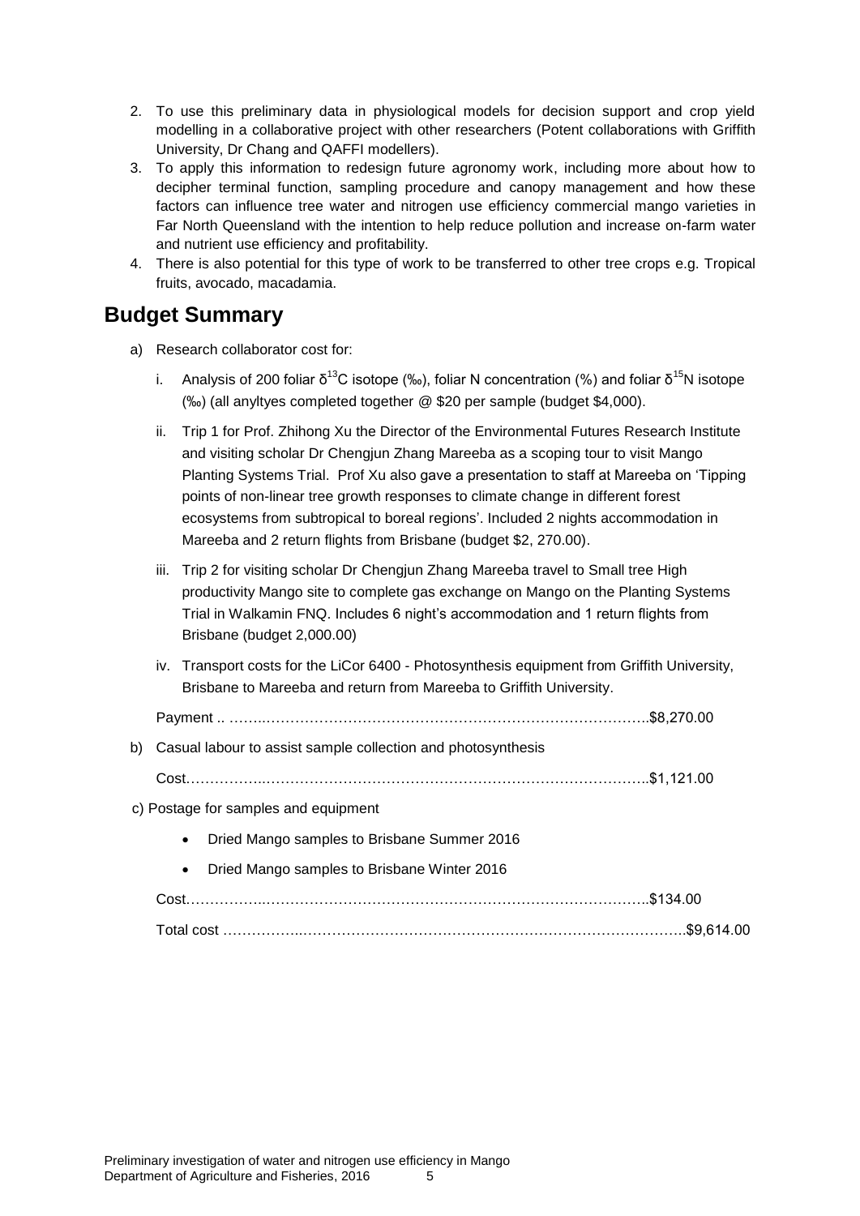2. To use this preliminary data in physiological models for decision support and crop yield modelling in a collaborative project with other researchers (Potent collaborations with Griffith University, Dr Chang and QAFFI modellers).
3. To apply this information to redesign future agronomy work, including more about how to decipher terminal function, sampling procedure and canopy management and how these factors can influence tree water and nitrogen use efficiency commercial mango varieties in Far North Queensland with the intention to help reduce pollution and increase on-farm water and nutrient use efficiency and profitability.
4. There is also potential for this type of work to be transferred to other tree crops e.g. Tropical fruits, avocado, macadamia.

## Budget Summary

a) Research collaborator cost for:

   i. Analysis of 200 foliar $\delta^{13}$C isotope (‰), foliar N concentration (%) and foliar $\delta^{15}$N isotope (‰) (all anyltyes completed together @ $20 per sample (budget $4,000).

   ii. Trip 1 for Prof. Zhihong Xu the Director of the Environmental Futures Research Institute and visiting scholar Dr Chengjun Zhang Mareeba as a scoping tour to visit Mango Planting Systems Trial. Prof Xu also gave a presentation to staff at Mareeba on 'Tipping points of non-linear tree growth responses to climate change in different forest ecosystems from subtropical to boreal regions'. Included 2 nights accommodation in Mareeba and 2 return flights from Brisbane (budget $2, 270.00).

   iii. Trip 2 for visiting scholar Dr Chengjun Zhang Mareeba travel to Small tree High productivity Mango site to complete gas exchange on Mango on the Planting Systems Trial in Walkamin FNQ. Includes 6 night's accommodation and 1 return flights from Brisbane (budget 2,000.00)

   iv. Transport costs for the LiCor 6400 - Photosynthesis equipment from Griffith University, Brisbane to Mareeba and return from Mareeba to Griffith University.

   Payment .. ……..……………………………………………………………………….$8,270.00

b) Casual labour to assist sample collection and photosynthesis

   Cost……………..……………………………………………………………………..$1,121.00

c) Postage for samples and equipment

   - Dried Mango samples to Brisbane Summer 2016
   - Dried Mango samples to Brisbane Winter 2016

   Cost……………..……………………………………………………………………..$134.00

   Total cost ……………..…………………………………………………………………..$9,614.00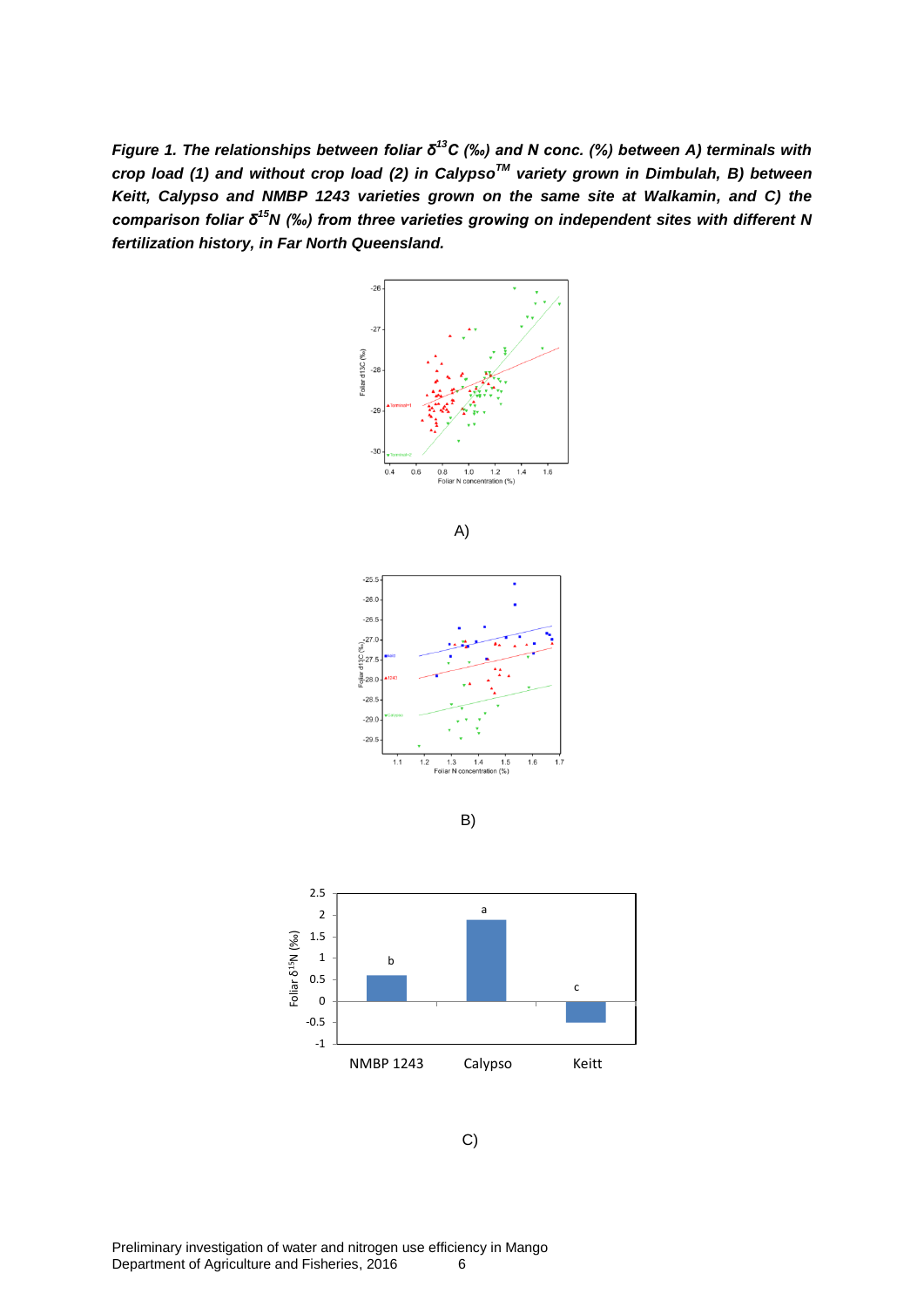*Figure 1. The relationships between foliar* $\delta^{13}C$ *(‰) and N conc. (%) between A) terminals with crop load (1) and without crop load (2) in Calypso*$^{TM}$ *variety grown in Dimbulah, B) between Keitt, Calypso and NMBP 1243 varieties grown on the same site at Walkamin, and C) the comparison foliar* $\delta^{15}N$ *(‰) from three varieties growing on independent sites with different N fertilization history, in Far North Queensland.*

A)

B)

C)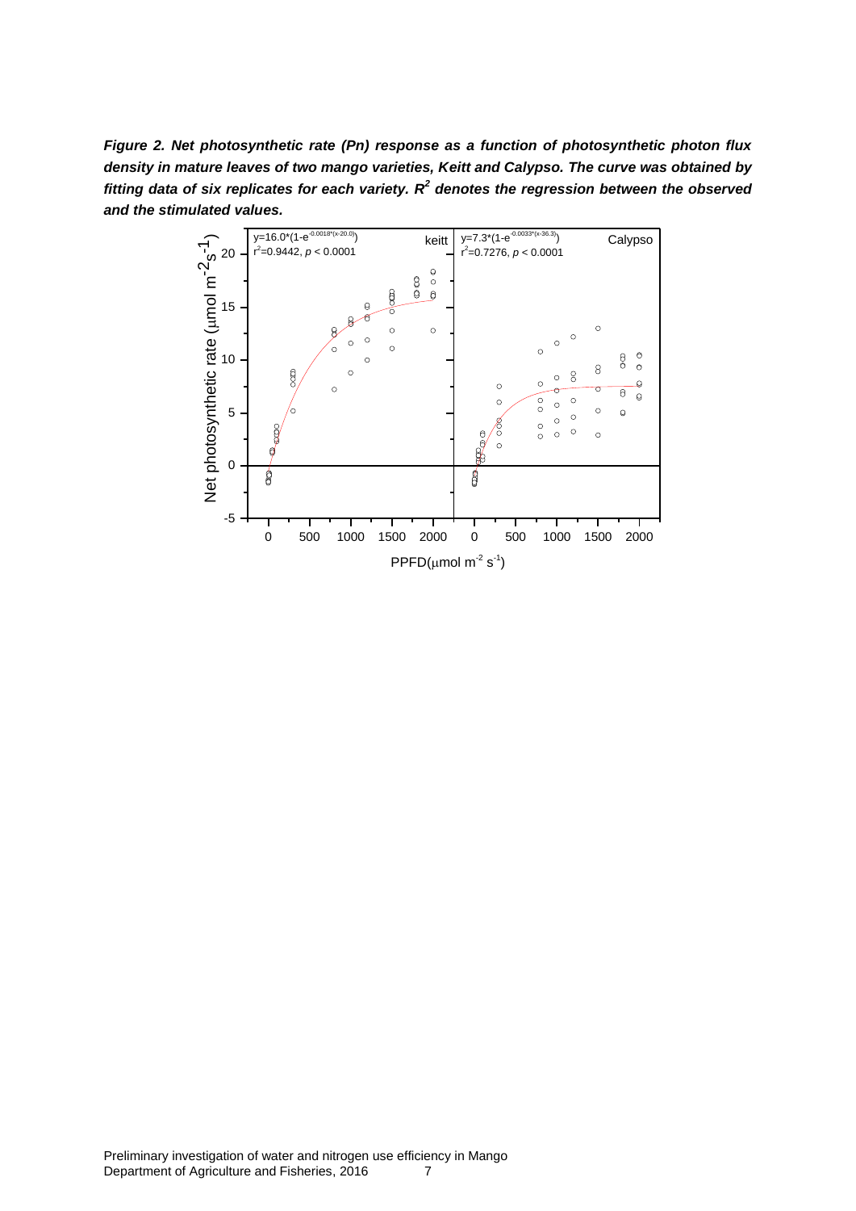***Figure 2. Net photosynthetic rate (Pn) response as a function of photosynthetic photon flux density in mature leaves of two mango varieties, Keitt and Calypso. The curve was obtained by fitting data of six replicates for each variety. $R^2$ denotes the regression between the observed and the stimulated values.***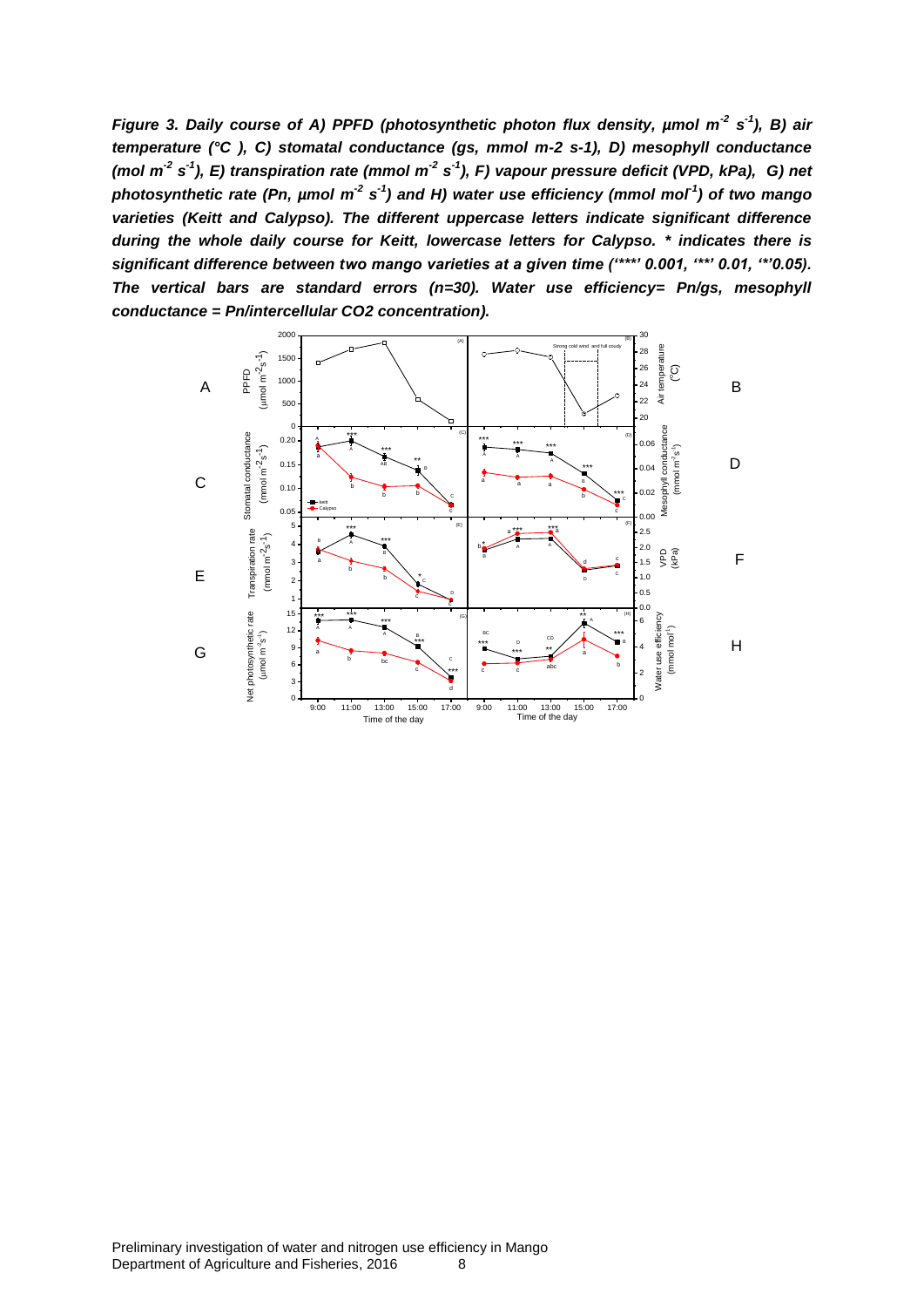***Figure 3. Daily course of A) PPFD (photosynthetic photon flux density, μmol $m^{-2}$ $s^{-1}$), B) air temperature (°C ), C) stomatal conductance (gs, mmol m-2 s-1), D) mesophyll conductance (mol $m^{-2}$ $s^{-1}$), E) transpiration rate (mmol $m^{-2}$ $s^{-1}$), F) vapour pressure deficit (VPD, kPa), G) net photosynthetic rate (Pn, μmol $m^{-2}$ $s^{-1}$) and H) water use efficiency (mmol $mol^{-1}$) of two mango varieties (Keitt and Calypso). The different uppercase letters indicate significant difference during the whole daily course for Keitt, lowercase letters for Calypso. * indicates there is significant difference between two mango varieties at a given time ('***' 0.001, '**' 0.01, '*'0.05). The vertical bars are standard errors (n=30). Water use efficiency= Pn/gs, mesophyll conductance = Pn/intercellular CO2 concentration).***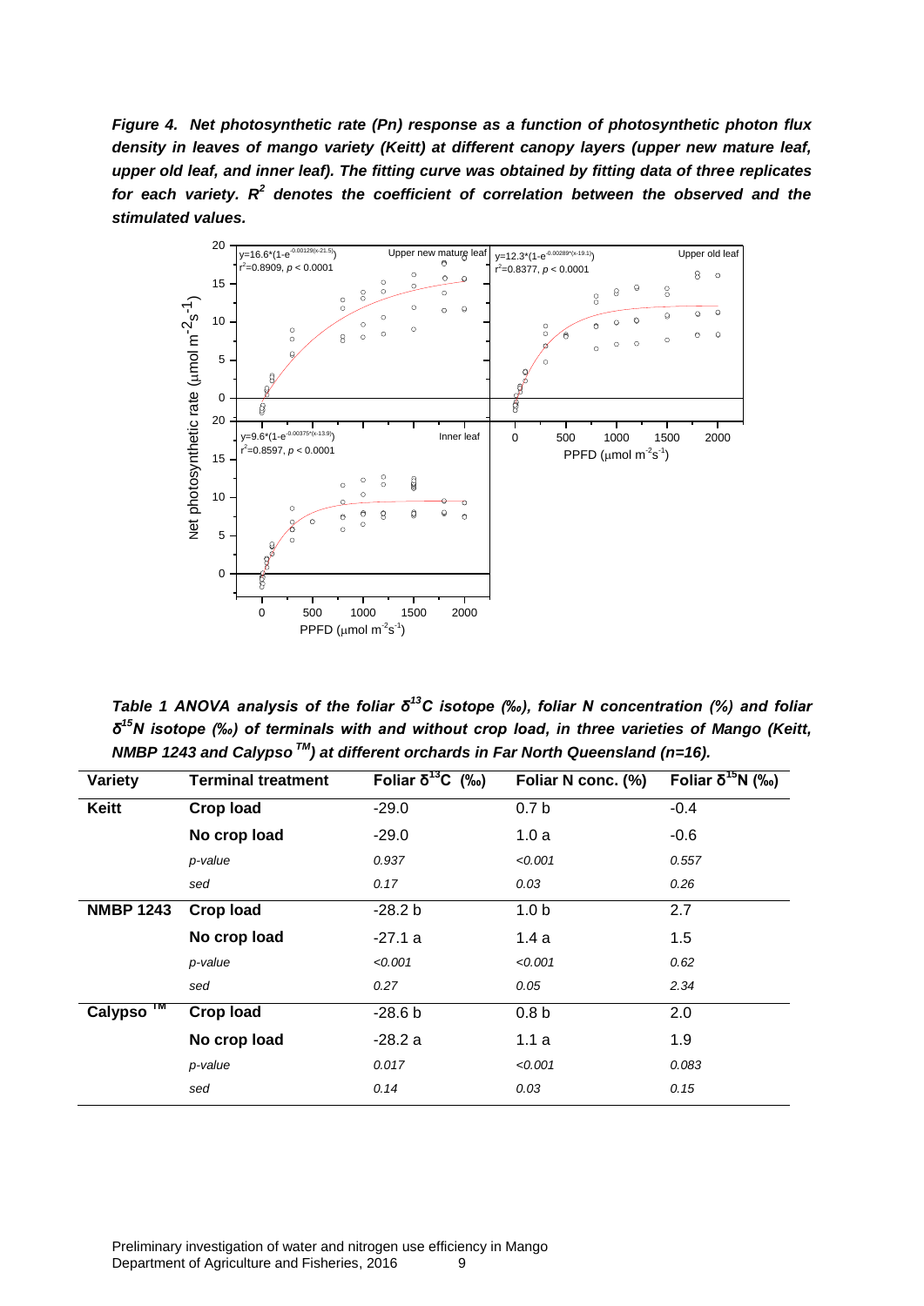***Figure 4. Net photosynthetic rate (Pn) response as a function of photosynthetic photon flux density in leaves of mango variety (Keitt) at different canopy layers (upper new mature leaf, upper old leaf, and inner leaf). The fitting curve was obtained by fitting data of three replicates for each variety. $R^2$ denotes the coefficient of correlation between the observed and the stimulated values.***

***Table 1 ANOVA analysis of the foliar $\delta^{13}C$ isotope (‰), foliar N concentration (%) and foliar $\delta^{15}N$ isotope (‰) of terminals with and without crop load, in three varieties of Mango (Keitt, NMBP 1243 and Calypso ™) at different orchards in Far North Queensland (n=16).***

| Variety | Terminal treatment | Foliar $\delta^{13}C$ (‰) | Foliar N conc. (%) | Foliar $\delta^{15}N$ (‰) |
|---|---|---|---|---|
| **Keitt** | **Crop load** | -29.0 | 0.7 b | -0.4 |
| | **No crop load** | -29.0 | 1.0 a | -0.6 |
| | *p-value* | *0.937* | *<0.001* | *0.557* |
| | *sed* | *0.17* | *0.03* | *0.26* |
| **NMBP 1243** | **Crop load** | -28.2 b | 1.0 b | 2.7 |
| | **No crop load** | -27.1 a | 1.4 a | 1.5 |
| | *p-value* | *<0.001* | *<0.001* | *0.62* |
| | *sed* | *0.27* | *0.05* | *2.34* |
| **Calypso ™** | **Crop load** | -28.6 b | 0.8 b | 2.0 |
| | **No crop load** | -28.2 a | 1.1 a | 1.9 |
| | *p-value* | *0.017* | *<0.001* | *0.083* |
| | *sed* | *0.14* | *0.03* | *0.15* |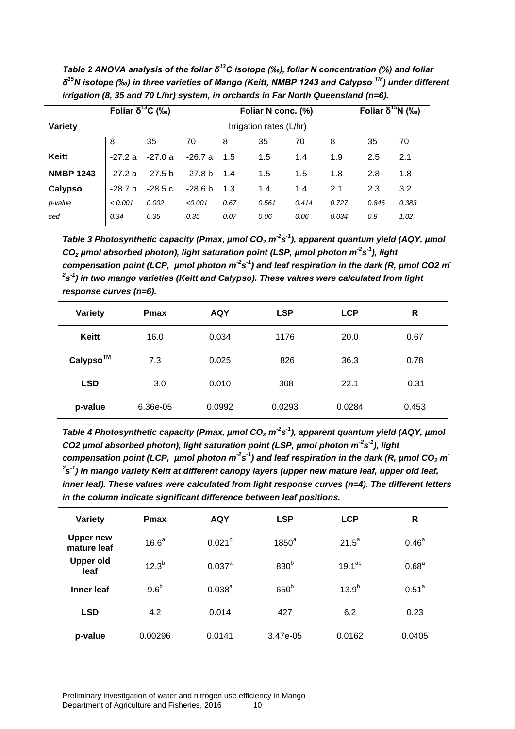***Table 2 ANOVA analysis of the foliar $\delta^{13}C$ isotope (‰), foliar N concentration (%) and foliar $\delta^{15}N$ isotope (‰) in three varieties of Mango (Keitt, NMBP 1243 and Calypso ™) under different irrigation (8, 35 and 70 L/hr) system, in orchards in Far North Queensland (n=6).***

| | Foliar $\delta^{13}C$ (‰) | | | Foliar N conc. (%) | | | Foliar $\delta^{15}N$ (‰) | | |
|---|---|---|---|---|---|---|---|---|---|
| **Variety** | Irrigation rates (L/hr) | | | | | | | | |
| | 8 | 35 | 70 | 8 | 35 | 70 | 8 | 35 | 70 |
| **Keitt** | -27.2 a | -27.0 a | -26.7 a | 1.5 | 1.5 | 1.4 | 1.9 | 2.5 | 2.1 |
| **NMBP 1243** | -27.2 a | -27.5 b | -27.8 b | 1.4 | 1.5 | 1.5 | 1.8 | 2.8 | 1.8 |
| **Calypso** | -28.7 b | -28.5 c | -28.6 b | 1.3 | 1.4 | 1.4 | 2.1 | 2.3 | 3.2 |
| *p-value* | *< 0.001* | *0.002* | *<0.001* | *0.67* | *0.561* | *0.414* | *0.727* | *0.846* | *0.383* |
| *sed* | *0.34* | *0.35* | *0.35* | *0.07* | *0.06* | *0.06* | *0.034* | *0.9* | *1.02* |

***Table 3 Photosynthetic capacity (Pmax, µmol $CO_2$ $m^{-2}s^{-1}$), apparent quantum yield (AQY, µmol $CO_2$ µmol absorbed photon), light saturation point (LSP, µmol photon $m^{-2}s^{-1}$), light compensation point (LCP, µmol photon $m^{-2}s^{-1}$) and leaf respiration in the dark (R, µmol CO2 $m^{-2}s^{-1}$) in two mango varieties (Keitt and Calypso). These values were calculated from light response curves (n=6).***

| Variety | Pmax | AQY | LSP | LCP | R |
|---|---|---|---|---|---|
| **Keitt** | 16.0 | 0.034 | 1176 | 20.0 | 0.67 |
| **Calypso™** | 7.3 | 0.025 | 826 | 36.3 | 0.78 |
| **LSD** | 3.0 | 0.010 | 308 | 22.1 | 0.31 |
| **p-value** | 6.36e-05 | 0.0992 | 0.0293 | 0.0284 | 0.453 |

***Table 4 Photosynthetic capacity (Pmax, µmol $CO_2$ $m^{-2}s^{-1}$), apparent quantum yield (AQY, µmol CO2 µmol absorbed photon), light saturation point (LSP, µmol photon $m^{-2}s^{-1}$), light compensation point (LCP, µmol photon $m^{-2}s^{-1}$) and leaf respiration in the dark (R, µmol $CO_2$ $m^{-2}s^{-1}$) in mango variety Keitt at different canopy layers (upper new mature leaf, upper old leaf, inner leaf). These values were calculated from light response curves (n=4). The different letters in the column indicate significant difference between leaf positions.***

| Variety | Pmax | AQY | LSP | LCP | R |
|---|---|---|---|---|---|
| **Upper new mature leaf** | $16.6^{a}$ | $0.021^{b}$ | $1850^{a}$ | $21.5^{a}$ | $0.46^{a}$ |
| **Upper old leaf** | $12.3^{b}$ | $0.037^{a}$ | $830^{b}$ | $19.1^{ab}$ | $0.68^{a}$ |
| **Inner leaf** | $9.6^{b}$ | $0.038^{a}$ | $650^{b}$ | $13.9^{b}$ | $0.51^{a}$ |
| **LSD** | 4.2 | 0.014 | 427 | 6.2 | 0.23 |
| **p-value** | 0.00296 | 0.0141 | 3.47e-05 | 0.0162 | 0.0405 |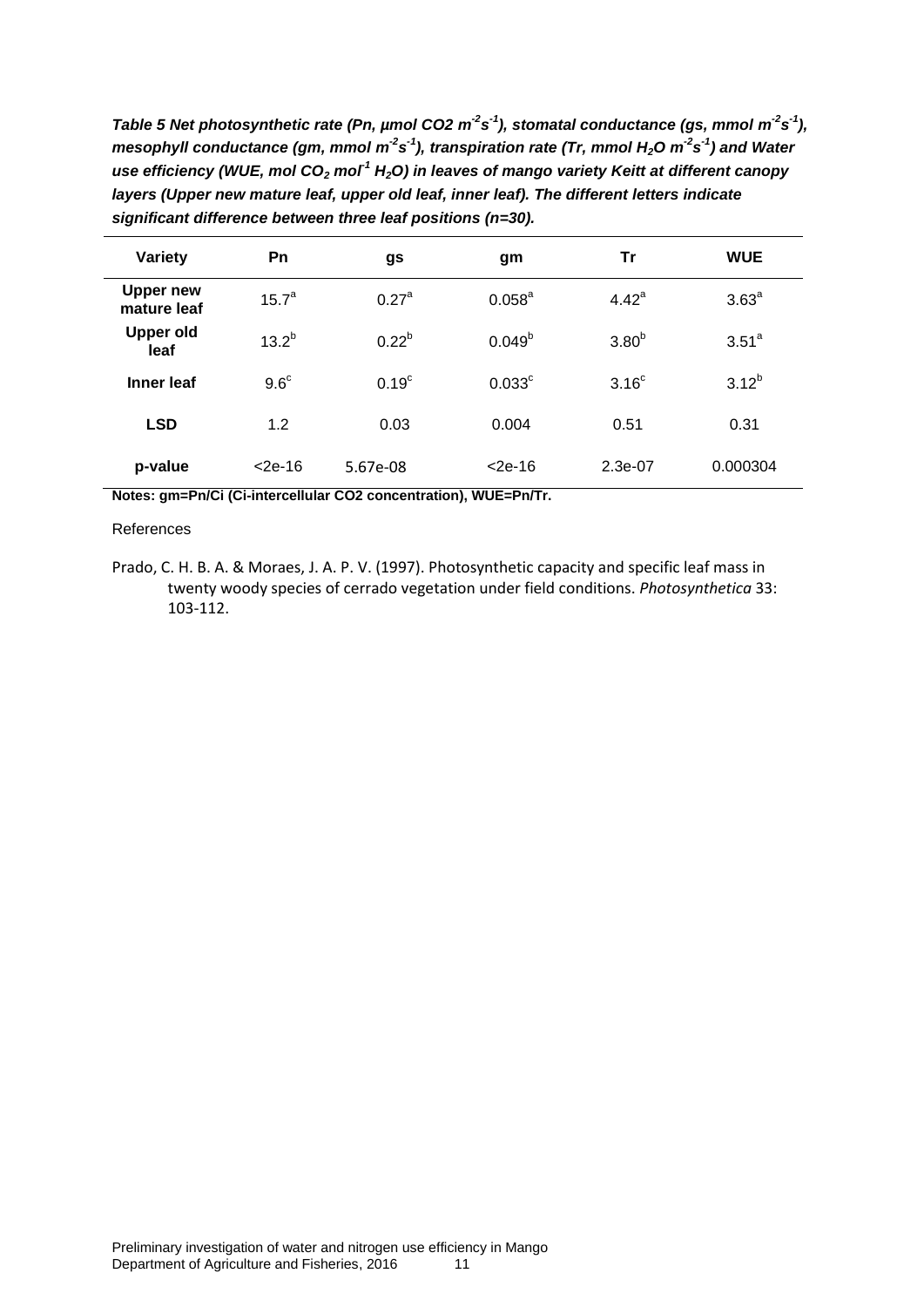***Table 5 Net photosynthetic rate (Pn, µmol CO2 $m^{-2}s^{-1}$), stomatal conductance (gs, mmol $m^{-2}s^{-1}$), mesophyll conductance (gm, mmol $m^{-2}s^{-1}$), transpiration rate (Tr, mmol $H_2O$ $m^{-2}s^{-1}$) and Water use efficiency (WUE, mol $CO_2$ $mol^{-1}$ $H_2O$) in leaves of mango variety Keitt at different canopy layers (Upper new mature leaf, upper old leaf, inner leaf). The different letters indicate significant difference between three leaf positions (n=30).***

| Variety | Pn | gs | gm | Tr | WUE |
|---|---|---|---|---|---|
| **Upper new mature leaf** | $15.7^{a}$ | $0.27^{a}$ | $0.058^{a}$ | $4.42^{a}$ | $3.63^{a}$ |
| **Upper old leaf** | $13.2^{b}$ | $0.22^{b}$ | $0.049^{b}$ | $3.80^{b}$ | $3.51^{a}$ |
| **Inner leaf** | $9.6^{c}$ | $0.19^{c}$ | $0.033^{c}$ | $3.16^{c}$ | $3.12^{b}$ |
| **LSD** | 1.2 | 0.03 | 0.004 | 0.51 | 0.31 |
| **p-value** | <2e-16 | 5.67e-08 | <2e-16 | 2.3e-07 | 0.000304 |

**Notes: gm=Pn/Ci (Ci-intercellular CO2 concentration), WUE=Pn/Tr.**

References

Prado, C. H. B. A. & Moraes, J. A. P. V. (1997). Photosynthetic capacity and specific leaf mass in twenty woody species of cerrado vegetation under field conditions. *Photosynthetica* 33: 103-112.